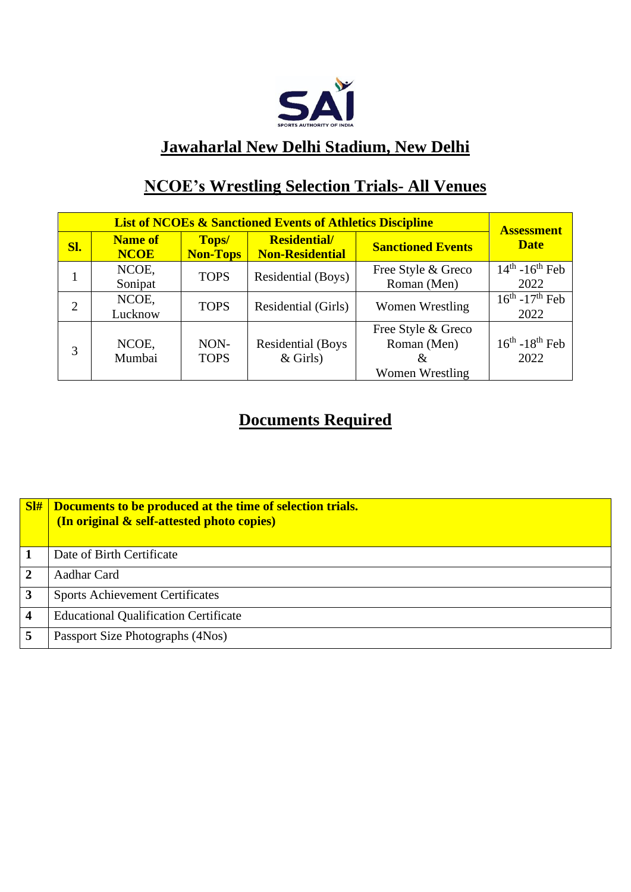SAI

SPORTS AUTHORITY OF INDIA

# Jawaharlal New Delhi Stadium, New Delhi

## NCOE's Wrestling Selection Trials- All Venues

| List of NCOEs & Sanctioned Events of Athletics Discipline | | | | | Assessment Date |
|---|---|---|---|---|---|
| Sl. | Name of NCOE | Tops/ Non-Tops | Residential/ Non-Residential | Sanctioned Events | |
| 1 | NCOE, Sonipat | TOPS | Residential (Boys) | Free Style & Greco Roman (Men) | 14th -16th Feb 2022 |
| 2 | NCOE, Lucknow | TOPS | Residential (Girls) | Women Wrestling | 16th -17th Feb 2022 |
| 3 | NCOE, Mumbai | NON-TOPS | Residential (Boys & Girls) | Free Style & Greco Roman (Men) & Women Wrestling | 16th -18th Feb 2022 |

## Documents Required

| Sl# | Documents to be produced at the time of selection trials. (In original & self-attested photo copies) |
|---|---|
| 1 | Date of Birth Certificate |
| 2 | Aadhar Card |
| 3 | Sports Achievement Certificates |
| 4 | Educational Qualification Certificate |
| 5 | Passport Size Photographs (4Nos) |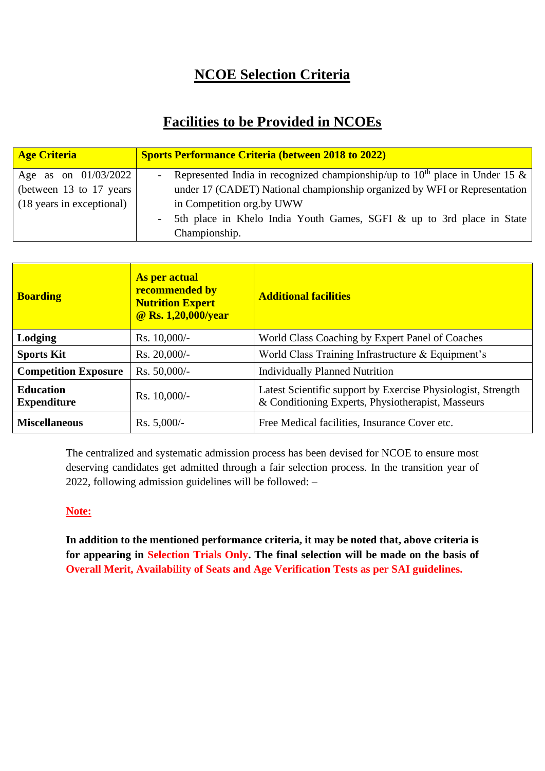# NCOE Selection Criteria

## Facilities to be Provided in NCOEs

| Age Criteria | Sports Performance Criteria (between 2018 to 2022) |
|---|---|
| Age as on 01/03/2022 (between 13 to 17 years (18 years in exceptional) | - Represented India in recognized championship/up to 10th place in Under 15 & under 17 (CADET) National championship organized by WFI or Representation in Competition org.by UWW<br>- 5th place in Khelo India Youth Games, SGFI & up to 3rd place in State Championship. |

| **Boarding** | **As per actual recommended by Nutrition Expert @ Rs. 1,20,000/year** | **Additional facilities** |
|---|---|---|
| **Lodging** | Rs. 10,000/- | World Class Coaching by Expert Panel of Coaches |
| **Sports Kit** | Rs. 20,000/- | World Class Training Infrastructure & Equipment's |
| **Competition Exposure** | Rs. 50,000/- | Individually Planned Nutrition |
| **Education Expenditure** | Rs. 10,000/- | Latest Scientific support by Exercise Physiologist, Strength & Conditioning Experts, Physiotherapist, Masseurs |
| **Miscellaneous** | Rs. 5,000/- | Free Medical facilities, Insurance Cover etc. |

The centralized and systematic admission process has been devised for NCOE to ensure most deserving candidates get admitted through a fair selection process. In the transition year of 2022, following admission guidelines will be followed: –

**Note:**

**In addition to the mentioned performance criteria, it may be noted that, above criteria is for appearing in Selection Trials Only. The final selection will be made on the basis of Overall Merit, Availability of Seats and Age Verification Tests as per SAI guidelines.**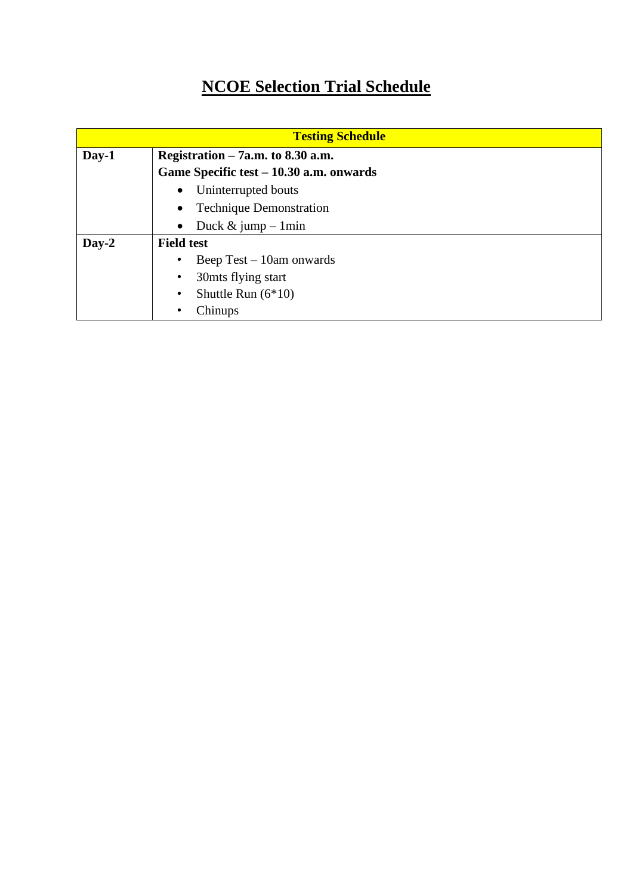# NCOE Selection Trial Schedule

| Testing Schedule | |
|---|---|
| **Day-1** | **Registration – 7a.m. to 8.30 a.m.**<br>**Game Specific test – 10.30 a.m. onwards**<br>• Uninterrupted bouts<br>• Technique Demonstration<br>• Duck & jump – 1min |
| **Day-2** | **Field test**<br>• Beep Test – 10am onwards<br>• 30mts flying start<br>• Shuttle Run (6*10)<br>• Chinups |